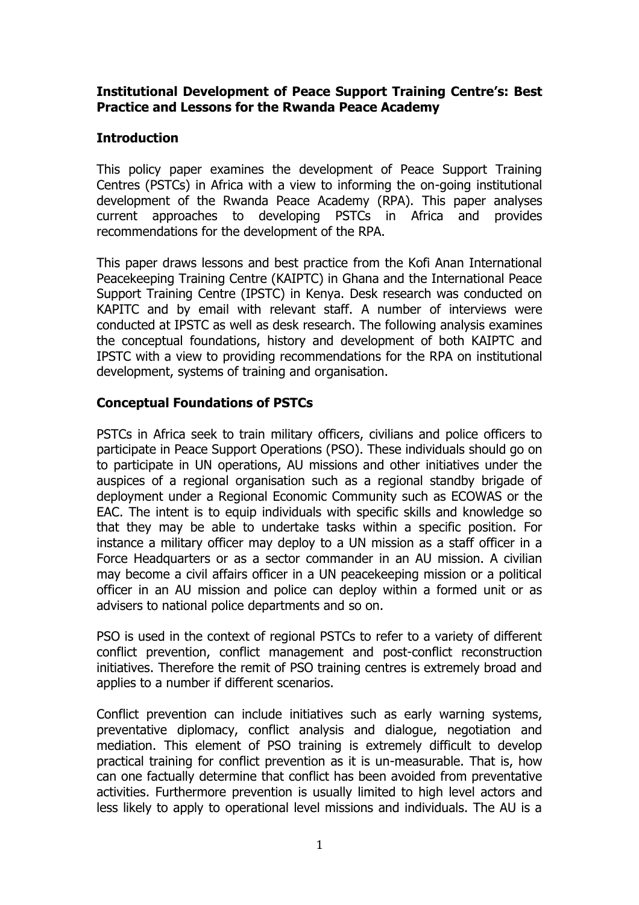**Institutional Development of Peace Support Training Centre's: Best Practice and Lessons for the Rwanda Peace Academy**

## Introduction

This policy paper examines the development of Peace Support Training Centres (PSTCs) in Africa with a view to informing the on-going institutional development of the Rwanda Peace Academy (RPA). This paper analyses current approaches to developing PSTCs in Africa and provides recommendations for the development of the RPA.

This paper draws lessons and best practice from the Kofi Anan International Peacekeeping Training Centre (KAIPTC) in Ghana and the International Peace Support Training Centre (IPSTC) in Kenya. Desk research was conducted on KAPITC and by email with relevant staff. A number of interviews were conducted at IPSTC as well as desk research. The following analysis examines the conceptual foundations, history and development of both KAIPTC and IPSTC with a view to providing recommendations for the RPA on institutional development, systems of training and organisation.

## Conceptual Foundations of PSTCs

PSTCs in Africa seek to train military officers, civilians and police officers to participate in Peace Support Operations (PSO). These individuals should go on to participate in UN operations, AU missions and other initiatives under the auspices of a regional organisation such as a regional standby brigade of deployment under a Regional Economic Community such as ECOWAS or the EAC. The intent is to equip individuals with specific skills and knowledge so that they may be able to undertake tasks within a specific position. For instance a military officer may deploy to a UN mission as a staff officer in a Force Headquarters or as a sector commander in an AU mission. A civilian may become a civil affairs officer in a UN peacekeeping mission or a political officer in an AU mission and police can deploy within a formed unit or as advisers to national police departments and so on.

PSO is used in the context of regional PSTCs to refer to a variety of different conflict prevention, conflict management and post-conflict reconstruction initiatives. Therefore the remit of PSO training centres is extremely broad and applies to a number if different scenarios.

Conflict prevention can include initiatives such as early warning systems, preventative diplomacy, conflict analysis and dialogue, negotiation and mediation. This element of PSO training is extremely difficult to develop practical training for conflict prevention as it is un-measurable. That is, how can one factually determine that conflict has been avoided from preventative activities. Furthermore prevention is usually limited to high level actors and less likely to apply to operational level missions and individuals. The AU is a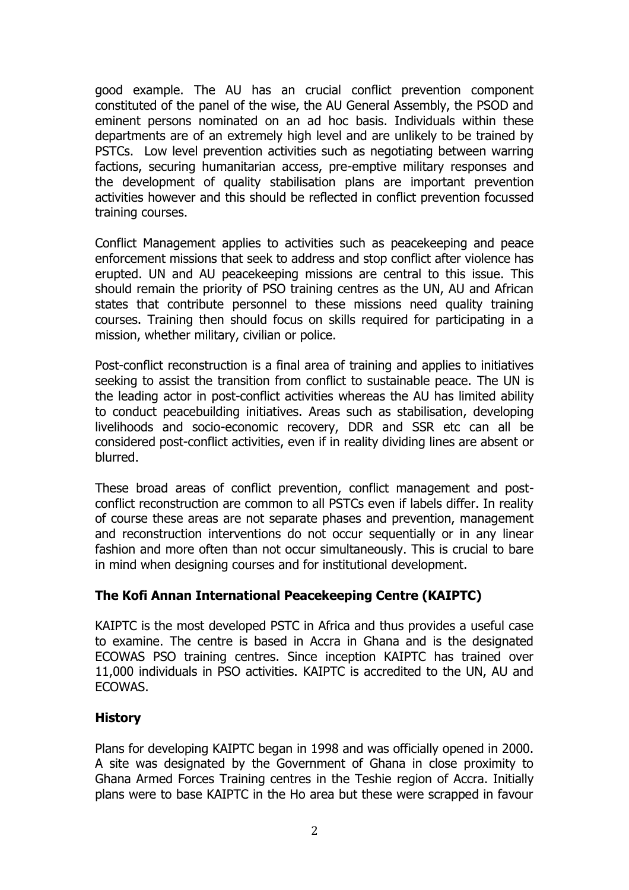good example. The AU has an crucial conflict prevention component constituted of the panel of the wise, the AU General Assembly, the PSOD and eminent persons nominated on an ad hoc basis. Individuals within these departments are of an extremely high level and are unlikely to be trained by PSTCs. Low level prevention activities such as negotiating between warring factions, securing humanitarian access, pre-emptive military responses and the development of quality stabilisation plans are important prevention activities however and this should be reflected in conflict prevention focussed training courses.

Conflict Management applies to activities such as peacekeeping and peace enforcement missions that seek to address and stop conflict after violence has erupted. UN and AU peacekeeping missions are central to this issue. This should remain the priority of PSO training centres as the UN, AU and African states that contribute personnel to these missions need quality training courses. Training then should focus on skills required for participating in a mission, whether military, civilian or police.

Post-conflict reconstruction is a final area of training and applies to initiatives seeking to assist the transition from conflict to sustainable peace. The UN is the leading actor in post-conflict activities whereas the AU has limited ability to conduct peacebuilding initiatives. Areas such as stabilisation, developing livelihoods and socio-economic recovery, DDR and SSR etc can all be considered post-conflict activities, even if in reality dividing lines are absent or blurred.

These broad areas of conflict prevention, conflict management and post-conflict reconstruction are common to all PSTCs even if labels differ. In reality of course these areas are not separate phases and prevention, management and reconstruction interventions do not occur sequentially or in any linear fashion and more often than not occur simultaneously. This is crucial to bare in mind when designing courses and for institutional development.

**The Kofi Annan International Peacekeeping Centre (KAIPTC)**

KAIPTC is the most developed PSTC in Africa and thus provides a useful case to examine. The centre is based in Accra in Ghana and is the designated ECOWAS PSO training centres. Since inception KAIPTC has trained over 11,000 individuals in PSO activities. KAIPTC is accredited to the UN, AU and ECOWAS.

**History**

Plans for developing KAIPTC began in 1998 and was officially opened in 2000. A site was designated by the Government of Ghana in close proximity to Ghana Armed Forces Training centres in the Teshie region of Accra. Initially plans were to base KAIPTC in the Ho area but these were scrapped in favour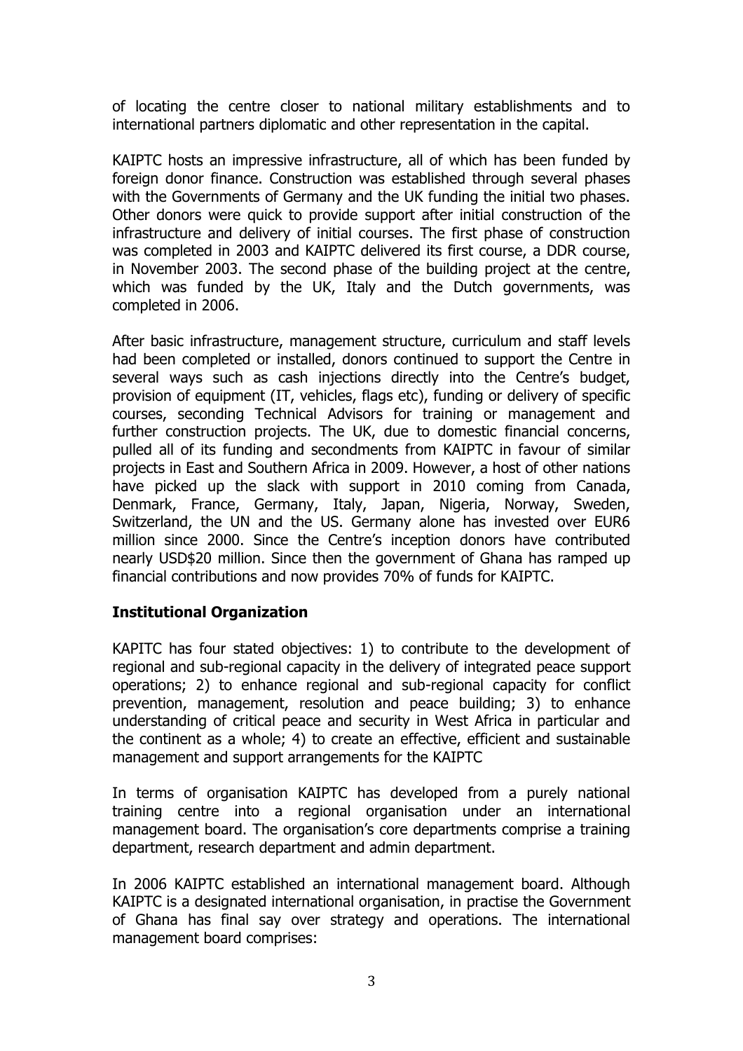of locating the centre closer to national military establishments and to international partners diplomatic and other representation in the capital.

KAIPTC hosts an impressive infrastructure, all of which has been funded by foreign donor finance. Construction was established through several phases with the Governments of Germany and the UK funding the initial two phases. Other donors were quick to provide support after initial construction of the infrastructure and delivery of initial courses. The first phase of construction was completed in 2003 and KAIPTC delivered its first course, a DDR course, in November 2003. The second phase of the building project at the centre, which was funded by the UK, Italy and the Dutch governments, was completed in 2006.

After basic infrastructure, management structure, curriculum and staff levels had been completed or installed, donors continued to support the Centre in several ways such as cash injections directly into the Centre's budget, provision of equipment (IT, vehicles, flags etc), funding or delivery of specific courses, seconding Technical Advisors for training or management and further construction projects. The UK, due to domestic financial concerns, pulled all of its funding and secondments from KAIPTC in favour of similar projects in East and Southern Africa in 2009. However, a host of other nations have picked up the slack with support in 2010 coming from Canada, Denmark, France, Germany, Italy, Japan, Nigeria, Norway, Sweden, Switzerland, the UN and the US. Germany alone has invested over EUR6 million since 2000. Since the Centre's inception donors have contributed nearly USD$20 million. Since then the government of Ghana has ramped up financial contributions and now provides 70% of funds for KAIPTC.

## Institutional Organization

KAPITC has four stated objectives: 1) to contribute to the development of regional and sub-regional capacity in the delivery of integrated peace support operations; 2) to enhance regional and sub-regional capacity for conflict prevention, management, resolution and peace building; 3) to enhance understanding of critical peace and security in West Africa in particular and the continent as a whole; 4) to create an effective, efficient and sustainable management and support arrangements for the KAIPTC

In terms of organisation KAIPTC has developed from a purely national training centre into a regional organisation under an international management board. The organisation's core departments comprise a training department, research department and admin department.

In 2006 KAIPTC established an international management board. Although KAIPTC is a designated international organisation, in practise the Government of Ghana has final say over strategy and operations. The international management board comprises: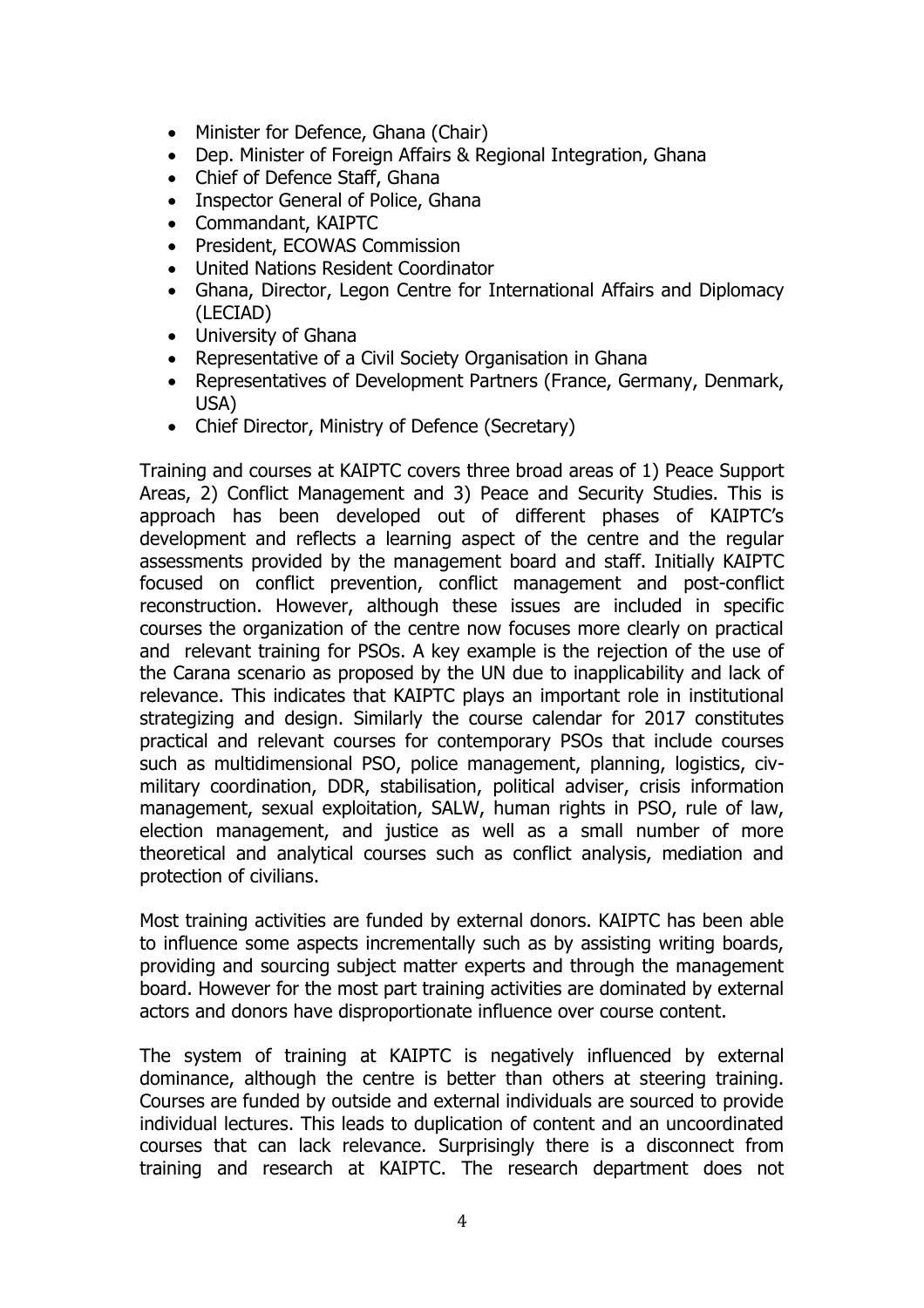- Minister for Defence, Ghana (Chair)
- Dep. Minister of Foreign Affairs & Regional Integration, Ghana
- Chief of Defence Staff, Ghana
- Inspector General of Police, Ghana
- Commandant, KAIPTC
- President, ECOWAS Commission
- United Nations Resident Coordinator
- Ghana, Director, Legon Centre for International Affairs and Diplomacy (LECIAD)
- University of Ghana
- Representative of a Civil Society Organisation in Ghana
- Representatives of Development Partners (France, Germany, Denmark, USA)
- Chief Director, Ministry of Defence (Secretary)

Training and courses at KAIPTC covers three broad areas of 1) Peace Support Areas, 2) Conflict Management and 3) Peace and Security Studies. This is approach has been developed out of different phases of KAIPTC's development and reflects a learning aspect of the centre and the regular assessments provided by the management board and staff. Initially KAIPTC focused on conflict prevention, conflict management and post-conflict reconstruction. However, although these issues are included in specific courses the organization of the centre now focuses more clearly on practical and relevant training for PSOs. A key example is the rejection of the use of the Carana scenario as proposed by the UN due to inapplicability and lack of relevance. This indicates that KAIPTC plays an important role in institutional strategizing and design. Similarly the course calendar for 2017 constitutes practical and relevant courses for contemporary PSOs that include courses such as multidimensional PSO, police management, planning, logistics, civ-military coordination, DDR, stabilisation, political adviser, crisis information management, sexual exploitation, SALW, human rights in PSO, rule of law, election management, and justice as well as a small number of more theoretical and analytical courses such as conflict analysis, mediation and protection of civilians.

Most training activities are funded by external donors. KAIPTC has been able to influence some aspects incrementally such as by assisting writing boards, providing and sourcing subject matter experts and through the management board. However for the most part training activities are dominated by external actors and donors have disproportionate influence over course content.

The system of training at KAIPTC is negatively influenced by external dominance, although the centre is better than others at steering training. Courses are funded by outside and external individuals are sourced to provide individual lectures. This leads to duplication of content and an uncoordinated courses that can lack relevance. Surprisingly there is a disconnect from training and research at KAIPTC. The research department does not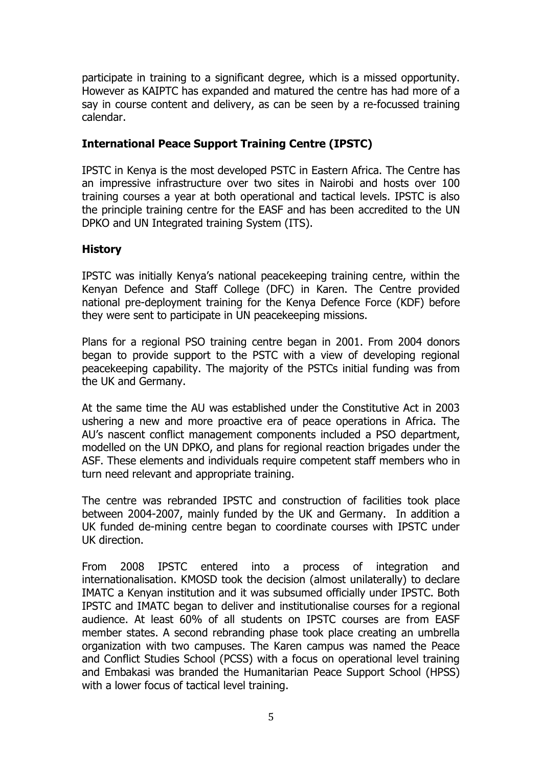participate in training to a significant degree, which is a missed opportunity. However as KAIPTC has expanded and matured the centre has had more of a say in course content and delivery, as can be seen by a re-focussed training calendar.

### International Peace Support Training Centre (IPSTC)

IPSTC in Kenya is the most developed PSTC in Eastern Africa. The Centre has an impressive infrastructure over two sites in Nairobi and hosts over 100 training courses a year at both operational and tactical levels. IPSTC is also the principle training centre for the EASF and has been accredited to the UN DPKO and UN Integrated training System (ITS).

### History

IPSTC was initially Kenya's national peacekeeping training centre, within the Kenyan Defence and Staff College (DFC) in Karen. The Centre provided national pre-deployment training for the Kenya Defence Force (KDF) before they were sent to participate in UN peacekeeping missions.

Plans for a regional PSO training centre began in 2001. From 2004 donors began to provide support to the PSTC with a view of developing regional peacekeeping capability. The majority of the PSTCs initial funding was from the UK and Germany.

At the same time the AU was established under the Constitutive Act in 2003 ushering a new and more proactive era of peace operations in Africa. The AU's nascent conflict management components included a PSO department, modelled on the UN DPKO, and plans for regional reaction brigades under the ASF. These elements and individuals require competent staff members who in turn need relevant and appropriate training.

The centre was rebranded IPSTC and construction of facilities took place between 2004-2007, mainly funded by the UK and Germany. In addition a UK funded de-mining centre began to coordinate courses with IPSTC under UK direction.

From 2008 IPSTC entered into a process of integration and internationalisation. KMOSD took the decision (almost unilaterally) to declare IMATC a Kenyan institution and it was subsumed officially under IPSTC. Both IPSTC and IMATC began to deliver and institutionalise courses for a regional audience. At least 60% of all students on IPSTC courses are from EASF member states. A second rebranding phase took place creating an umbrella organization with two campuses. The Karen campus was named the Peace and Conflict Studies School (PCSS) with a focus on operational level training and Embakasi was branded the Humanitarian Peace Support School (HPSS) with a lower focus of tactical level training.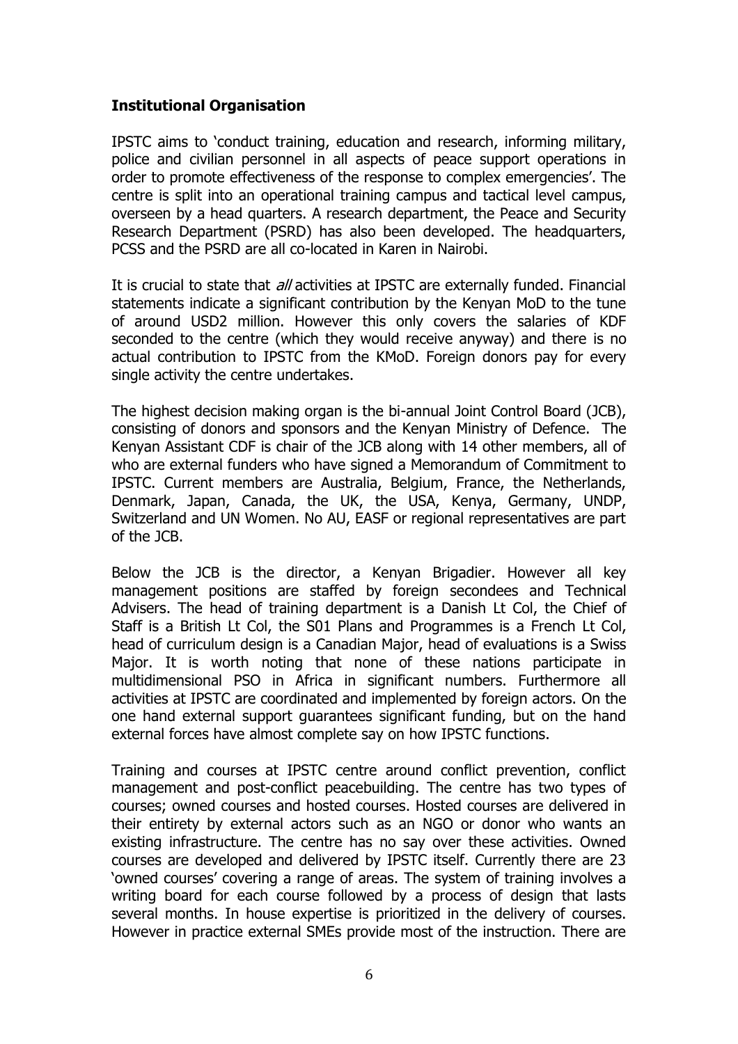**Institutional Organisation**

IPSTC aims to 'conduct training, education and research, informing military, police and civilian personnel in all aspects of peace support operations in order to promote effectiveness of the response to complex emergencies'. The centre is split into an operational training campus and tactical level campus, overseen by a head quarters. A research department, the Peace and Security Research Department (PSRD) has also been developed. The headquarters, PCSS and the PSRD are all co-located in Karen in Nairobi.

It is crucial to state that *all* activities at IPSTC are externally funded. Financial statements indicate a significant contribution by the Kenyan MoD to the tune of around USD2 million. However this only covers the salaries of KDF seconded to the centre (which they would receive anyway) and there is no actual contribution to IPSTC from the KMoD. Foreign donors pay for every single activity the centre undertakes.

The highest decision making organ is the bi-annual Joint Control Board (JCB), consisting of donors and sponsors and the Kenyan Ministry of Defence. The Kenyan Assistant CDF is chair of the JCB along with 14 other members, all of who are external funders who have signed a Memorandum of Commitment to IPSTC. Current members are Australia, Belgium, France, the Netherlands, Denmark, Japan, Canada, the UK, the USA, Kenya, Germany, UNDP, Switzerland and UN Women. No AU, EASF or regional representatives are part of the JCB.

Below the JCB is the director, a Kenyan Brigadier. However all key management positions are staffed by foreign secondees and Technical Advisers. The head of training department is a Danish Lt Col, the Chief of Staff is a British Lt Col, the S01 Plans and Programmes is a French Lt Col, head of curriculum design is a Canadian Major, head of evaluations is a Swiss Major. It is worth noting that none of these nations participate in multidimensional PSO in Africa in significant numbers. Furthermore all activities at IPSTC are coordinated and implemented by foreign actors. On the one hand external support guarantees significant funding, but on the hand external forces have almost complete say on how IPSTC functions.

Training and courses at IPSTC centre around conflict prevention, conflict management and post-conflict peacebuilding. The centre has two types of courses; owned courses and hosted courses. Hosted courses are delivered in their entirety by external actors such as an NGO or donor who wants an existing infrastructure. The centre has no say over these activities. Owned courses are developed and delivered by IPSTC itself. Currently there are 23 'owned courses' covering a range of areas. The system of training involves a writing board for each course followed by a process of design that lasts several months. In house expertise is prioritized in the delivery of courses. However in practice external SMEs provide most of the instruction. There are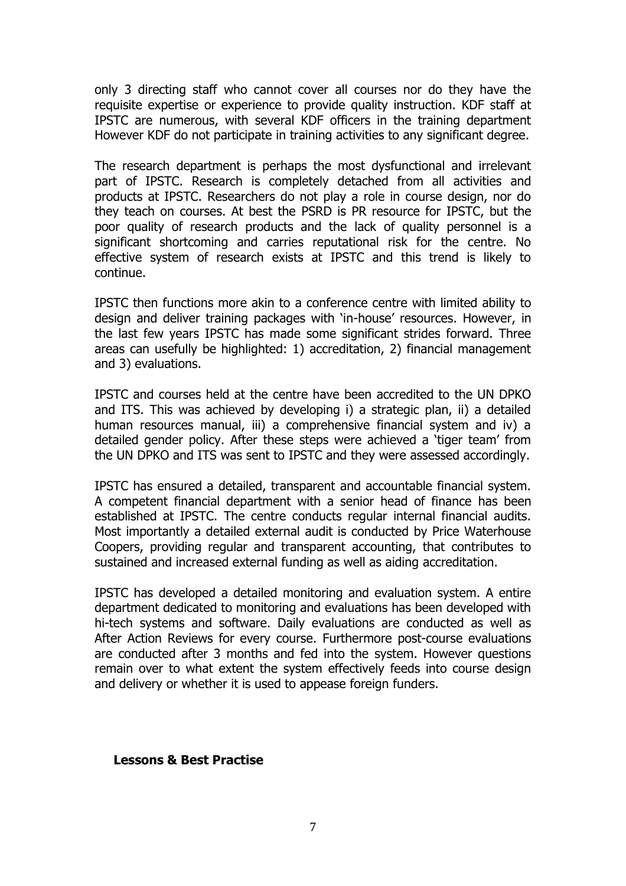only 3 directing staff who cannot cover all courses nor do they have the requisite expertise or experience to provide quality instruction. KDF staff at IPSTC are numerous, with several KDF officers in the training department However KDF do not participate in training activities to any significant degree.

The research department is perhaps the most dysfunctional and irrelevant part of IPSTC. Research is completely detached from all activities and products at IPSTC. Researchers do not play a role in course design, nor do they teach on courses. At best the PSRD is PR resource for IPSTC, but the poor quality of research products and the lack of quality personnel is a significant shortcoming and carries reputational risk for the centre. No effective system of research exists at IPSTC and this trend is likely to continue.

IPSTC then functions more akin to a conference centre with limited ability to design and deliver training packages with 'in-house' resources. However, in the last few years IPSTC has made some significant strides forward. Three areas can usefully be highlighted: 1) accreditation, 2) financial management and 3) evaluations.

IPSTC and courses held at the centre have been accredited to the UN DPKO and ITS. This was achieved by developing i) a strategic plan, ii) a detailed human resources manual, iii) a comprehensive financial system and iv) a detailed gender policy. After these steps were achieved a 'tiger team' from the UN DPKO and ITS was sent to IPSTC and they were assessed accordingly.

IPSTC has ensured a detailed, transparent and accountable financial system. A competent financial department with a senior head of finance has been established at IPSTC. The centre conducts regular internal financial audits. Most importantly a detailed external audit is conducted by Price Waterhouse Coopers, providing regular and transparent accounting, that contributes to sustained and increased external funding as well as aiding accreditation.

IPSTC has developed a detailed monitoring and evaluation system. A entire department dedicated to monitoring and evaluations has been developed with hi-tech systems and software. Daily evaluations are conducted as well as After Action Reviews for every course. Furthermore post-course evaluations are conducted after 3 months and fed into the system. However questions remain over to what extent the system effectively feeds into course design and delivery or whether it is used to appease foreign funders.

**Lessons & Best Practise**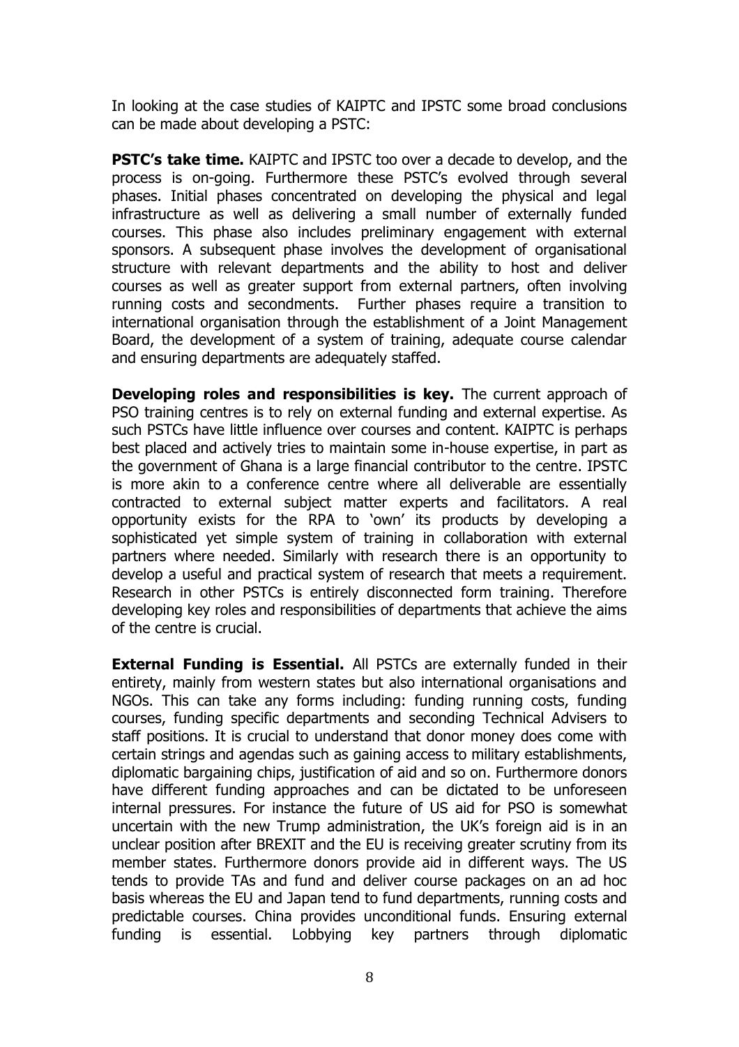In looking at the case studies of KAIPTC and IPSTC some broad conclusions can be made about developing a PSTC:

**PSTC's take time.** KAIPTC and IPSTC too over a decade to develop, and the process is on-going. Furthermore these PSTC's evolved through several phases. Initial phases concentrated on developing the physical and legal infrastructure as well as delivering a small number of externally funded courses. This phase also includes preliminary engagement with external sponsors. A subsequent phase involves the development of organisational structure with relevant departments and the ability to host and deliver courses as well as greater support from external partners, often involving running costs and secondments. Further phases require a transition to international organisation through the establishment of a Joint Management Board, the development of a system of training, adequate course calendar and ensuring departments are adequately staffed.

**Developing roles and responsibilities is key.** The current approach of PSO training centres is to rely on external funding and external expertise. As such PSTCs have little influence over courses and content. KAIPTC is perhaps best placed and actively tries to maintain some in-house expertise, in part as the government of Ghana is a large financial contributor to the centre. IPSTC is more akin to a conference centre where all deliverable are essentially contracted to external subject matter experts and facilitators. A real opportunity exists for the RPA to 'own' its products by developing a sophisticated yet simple system of training in collaboration with external partners where needed. Similarly with research there is an opportunity to develop a useful and practical system of research that meets a requirement. Research in other PSTCs is entirely disconnected form training. Therefore developing key roles and responsibilities of departments that achieve the aims of the centre is crucial.

**External Funding is Essential.** All PSTCs are externally funded in their entirety, mainly from western states but also international organisations and NGOs. This can take any forms including: funding running costs, funding courses, funding specific departments and seconding Technical Advisers to staff positions. It is crucial to understand that donor money does come with certain strings and agendas such as gaining access to military establishments, diplomatic bargaining chips, justification of aid and so on. Furthermore donors have different funding approaches and can be dictated to be unforeseen internal pressures. For instance the future of US aid for PSO is somewhat uncertain with the new Trump administration, the UK's foreign aid is in an unclear position after BREXIT and the EU is receiving greater scrutiny from its member states. Furthermore donors provide aid in different ways. The US tends to provide TAs and fund and deliver course packages on an ad hoc basis whereas the EU and Japan tend to fund departments, running costs and predictable courses. China provides unconditional funds. Ensuring external funding is essential. Lobbying key partners through diplomatic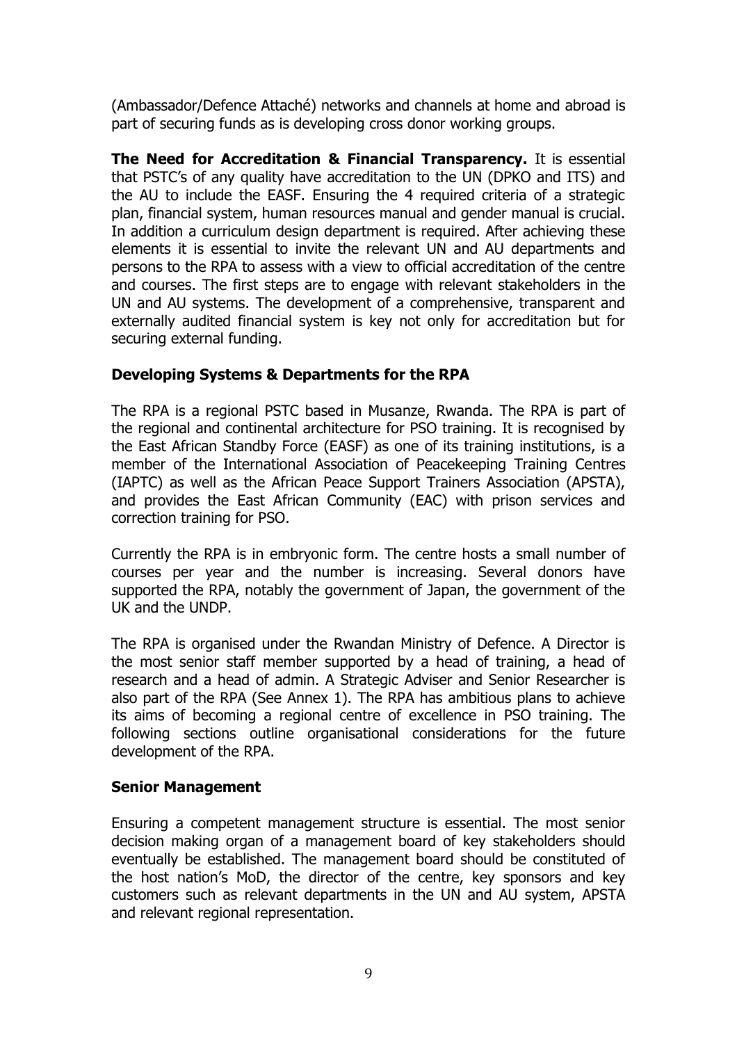(Ambassador/Defence Attaché) networks and channels at home and abroad is part of securing funds as is developing cross donor working groups.

**The Need for Accreditation & Financial Transparency.** It is essential that PSTC's of any quality have accreditation to the UN (DPKO and ITS) and the AU to include the EASF. Ensuring the 4 required criteria of a strategic plan, financial system, human resources manual and gender manual is crucial. In addition a curriculum design department is required. After achieving these elements it is essential to invite the relevant UN and AU departments and persons to the RPA to assess with a view to official accreditation of the centre and courses. The first steps are to engage with relevant stakeholders in the UN and AU systems. The development of a comprehensive, transparent and externally audited financial system is key not only for accreditation but for securing external funding.

### Developing Systems & Departments for the RPA

The RPA is a regional PSTC based in Musanze, Rwanda. The RPA is part of the regional and continental architecture for PSO training. It is recognised by the East African Standby Force (EASF) as one of its training institutions, is a member of the International Association of Peacekeeping Training Centres (IAPTC) as well as the African Peace Support Trainers Association (APSTA), and provides the East African Community (EAC) with prison services and correction training for PSO.

Currently the RPA is in embryonic form. The centre hosts a small number of courses per year and the number is increasing. Several donors have supported the RPA, notably the government of Japan, the government of the UK and the UNDP.

The RPA is organised under the Rwandan Ministry of Defence. A Director is the most senior staff member supported by a head of training, a head of research and a head of admin. A Strategic Adviser and Senior Researcher is also part of the RPA (See Annex 1). The RPA has ambitious plans to achieve its aims of becoming a regional centre of excellence in PSO training. The following sections outline organisational considerations for the future development of the RPA.

### Senior Management

Ensuring a competent management structure is essential. The most senior decision making organ of a management board of key stakeholders should eventually be established. The management board should be constituted of the host nation's MoD, the director of the centre, key sponsors and key customers such as relevant departments in the UN and AU system, APSTA and relevant regional representation.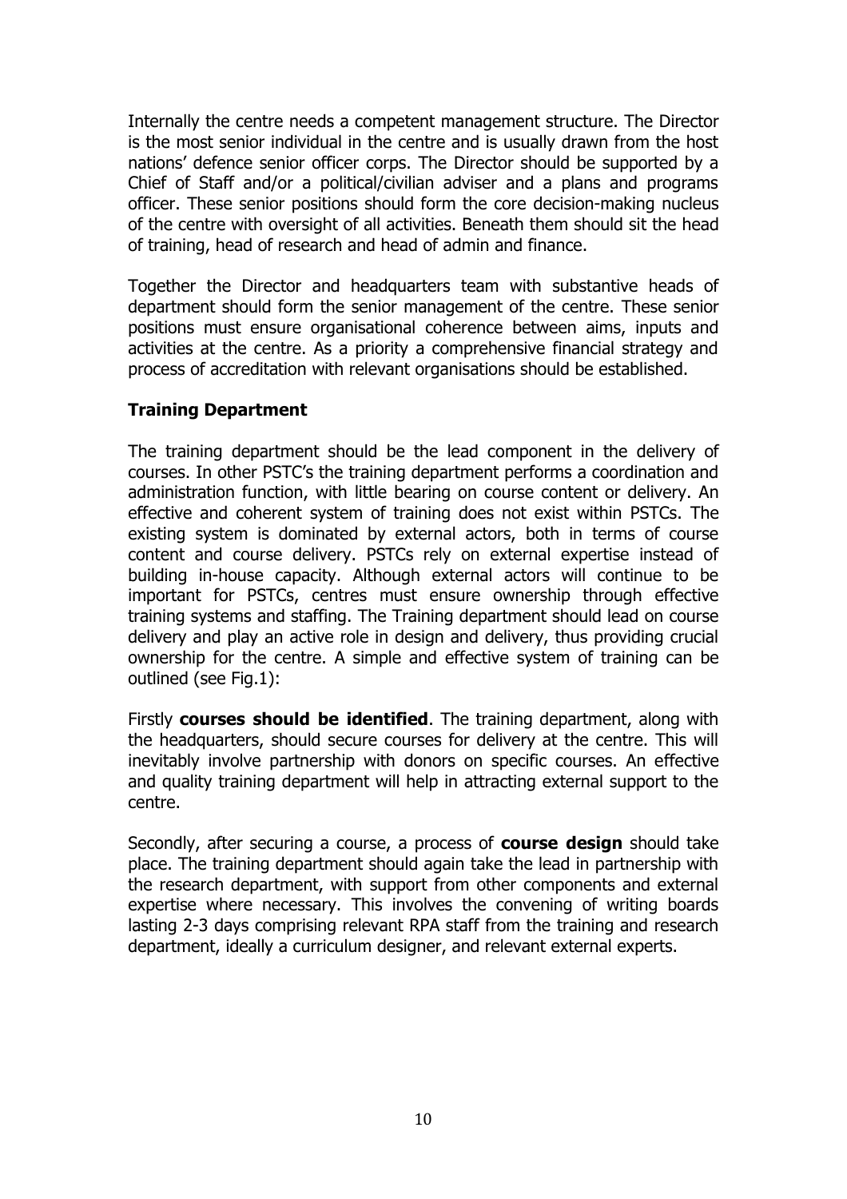Internally the centre needs a competent management structure. The Director is the most senior individual in the centre and is usually drawn from the host nations' defence senior officer corps. The Director should be supported by a Chief of Staff and/or a political/civilian adviser and a plans and programs officer. These senior positions should form the core decision-making nucleus of the centre with oversight of all activities. Beneath them should sit the head of training, head of research and head of admin and finance.

Together the Director and headquarters team with substantive heads of department should form the senior management of the centre. These senior positions must ensure organisational coherence between aims, inputs and activities at the centre. As a priority a comprehensive financial strategy and process of accreditation with relevant organisations should be established.

**Training Department**

The training department should be the lead component in the delivery of courses. In other PSTC's the training department performs a coordination and administration function, with little bearing on course content or delivery. An effective and coherent system of training does not exist within PSTCs. The existing system is dominated by external actors, both in terms of course content and course delivery. PSTCs rely on external expertise instead of building in-house capacity. Although external actors will continue to be important for PSTCs, centres must ensure ownership through effective training systems and staffing. The Training department should lead on course delivery and play an active role in design and delivery, thus providing crucial ownership for the centre. A simple and effective system of training can be outlined (see Fig.1):

Firstly **courses should be identified**. The training department, along with the headquarters, should secure courses for delivery at the centre. This will inevitably involve partnership with donors on specific courses. An effective and quality training department will help in attracting external support to the centre.

Secondly, after securing a course, a process of **course design** should take place. The training department should again take the lead in partnership with the research department, with support from other components and external expertise where necessary. This involves the convening of writing boards lasting 2-3 days comprising relevant RPA staff from the training and research department, ideally a curriculum designer, and relevant external experts.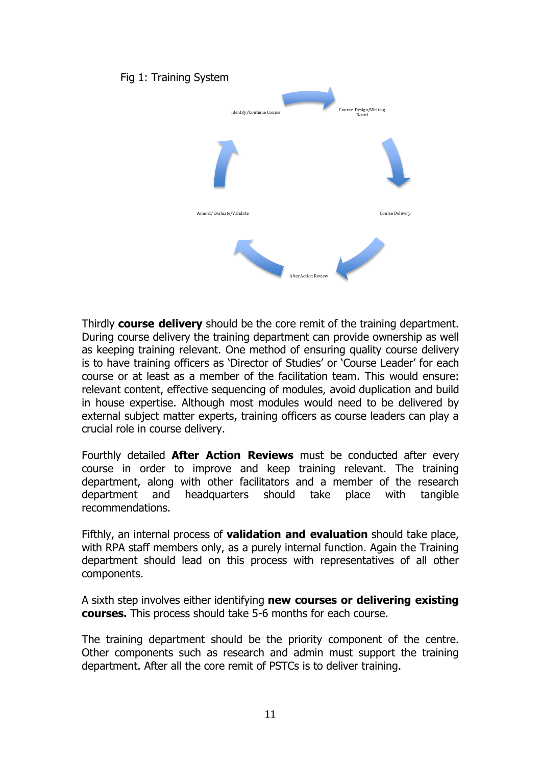Fig 1: Training System

Identify/Continue Course

Course Design/Writing Board

Course Delivery

After Action Review

Amend/Evaluate/Validate

Thirdly **course delivery** should be the core remit of the training department. During course delivery the training department can provide ownership as well as keeping training relevant. One method of ensuring quality course delivery is to have training officers as 'Director of Studies' or 'Course Leader' for each course or at least as a member of the facilitation team. This would ensure: relevant content, effective sequencing of modules, avoid duplication and build in house expertise. Although most modules would need to be delivered by external subject matter experts, training officers as course leaders can play a crucial role in course delivery.

Fourthly detailed **After Action Reviews** must be conducted after every course in order to improve and keep training relevant. The training department, along with other facilitators and a member of the research department and headquarters should take place with tangible recommendations.

Fifthly, an internal process of **validation and evaluation** should take place, with RPA staff members only, as a purely internal function. Again the Training department should lead on this process with representatives of all other components.

A sixth step involves either identifying **new courses or delivering existing courses.** This process should take 5-6 months for each course.

The training department should be the priority component of the centre. Other components such as research and admin must support the training department. After all the core remit of PSTCs is to deliver training.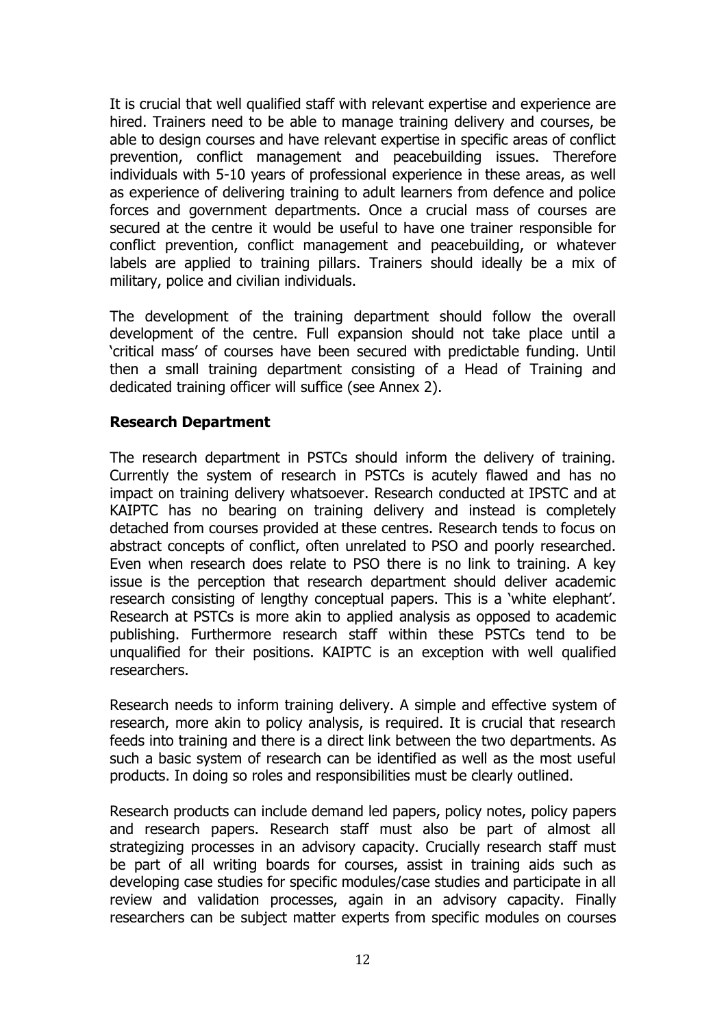It is crucial that well qualified staff with relevant expertise and experience are hired. Trainers need to be able to manage training delivery and courses, be able to design courses and have relevant expertise in specific areas of conflict prevention, conflict management and peacebuilding issues. Therefore individuals with 5-10 years of professional experience in these areas, as well as experience of delivering training to adult learners from defence and police forces and government departments. Once a crucial mass of courses are secured at the centre it would be useful to have one trainer responsible for conflict prevention, conflict management and peacebuilding, or whatever labels are applied to training pillars. Trainers should ideally be a mix of military, police and civilian individuals.

The development of the training department should follow the overall development of the centre. Full expansion should not take place until a 'critical mass' of courses have been secured with predictable funding. Until then a small training department consisting of a Head of Training and dedicated training officer will suffice (see Annex 2).

**Research Department**

The research department in PSTCs should inform the delivery of training. Currently the system of research in PSTCs is acutely flawed and has no impact on training delivery whatsoever. Research conducted at IPSTC and at KAIPTC has no bearing on training delivery and instead is completely detached from courses provided at these centres. Research tends to focus on abstract concepts of conflict, often unrelated to PSO and poorly researched. Even when research does relate to PSO there is no link to training. A key issue is the perception that research department should deliver academic research consisting of lengthy conceptual papers. This is a 'white elephant'. Research at PSTCs is more akin to applied analysis as opposed to academic publishing. Furthermore research staff within these PSTCs tend to be unqualified for their positions. KAIPTC is an exception with well qualified researchers.

Research needs to inform training delivery. A simple and effective system of research, more akin to policy analysis, is required. It is crucial that research feeds into training and there is a direct link between the two departments. As such a basic system of research can be identified as well as the most useful products. In doing so roles and responsibilities must be clearly outlined.

Research products can include demand led papers, policy notes, policy papers and research papers. Research staff must also be part of almost all strategizing processes in an advisory capacity. Crucially research staff must be part of all writing boards for courses, assist in training aids such as developing case studies for specific modules/case studies and participate in all review and validation processes, again in an advisory capacity. Finally researchers can be subject matter experts from specific modules on courses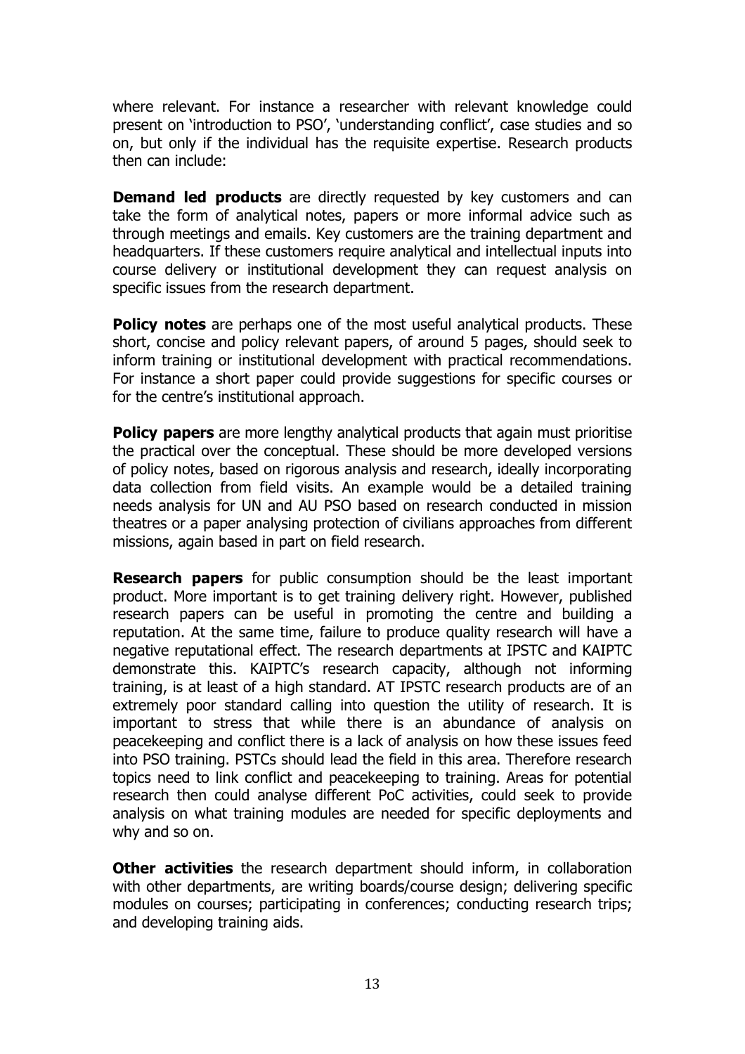where relevant. For instance a researcher with relevant knowledge could present on 'introduction to PSO', 'understanding conflict', case studies and so on, but only if the individual has the requisite expertise. Research products then can include:

**Demand led products** are directly requested by key customers and can take the form of analytical notes, papers or more informal advice such as through meetings and emails. Key customers are the training department and headquarters. If these customers require analytical and intellectual inputs into course delivery or institutional development they can request analysis on specific issues from the research department.

**Policy notes** are perhaps one of the most useful analytical products. These short, concise and policy relevant papers, of around 5 pages, should seek to inform training or institutional development with practical recommendations. For instance a short paper could provide suggestions for specific courses or for the centre's institutional approach.

**Policy papers** are more lengthy analytical products that again must prioritise the practical over the conceptual. These should be more developed versions of policy notes, based on rigorous analysis and research, ideally incorporating data collection from field visits. An example would be a detailed training needs analysis for UN and AU PSO based on research conducted in mission theatres or a paper analysing protection of civilians approaches from different missions, again based in part on field research.

**Research papers** for public consumption should be the least important product. More important is to get training delivery right. However, published research papers can be useful in promoting the centre and building a reputation. At the same time, failure to produce quality research will have a negative reputational effect. The research departments at IPSTC and KAIPTC demonstrate this. KAIPTC's research capacity, although not informing training, is at least of a high standard. AT IPSTC research products are of an extremely poor standard calling into question the utility of research. It is important to stress that while there is an abundance of analysis on peacekeeping and conflict there is a lack of analysis on how these issues feed into PSO training. PSTCs should lead the field in this area. Therefore research topics need to link conflict and peacekeeping to training. Areas for potential research then could analyse different PoC activities, could seek to provide analysis on what training modules are needed for specific deployments and why and so on.

**Other activities** the research department should inform, in collaboration with other departments, are writing boards/course design; delivering specific modules on courses; participating in conferences; conducting research trips; and developing training aids.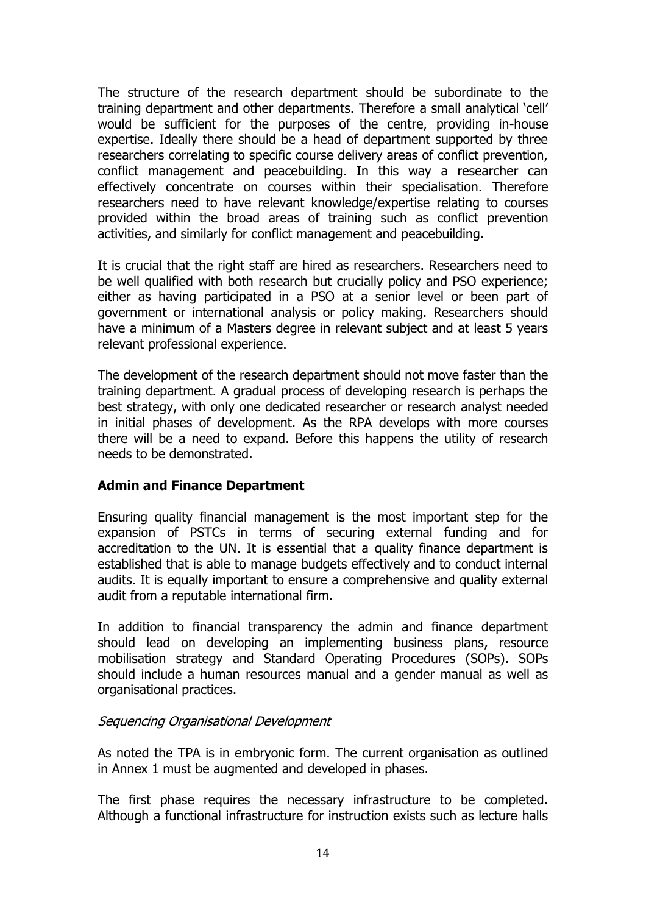The structure of the research department should be subordinate to the training department and other departments. Therefore a small analytical 'cell' would be sufficient for the purposes of the centre, providing in-house expertise. Ideally there should be a head of department supported by three researchers correlating to specific course delivery areas of conflict prevention, conflict management and peacebuilding. In this way a researcher can effectively concentrate on courses within their specialisation. Therefore researchers need to have relevant knowledge/expertise relating to courses provided within the broad areas of training such as conflict prevention activities, and similarly for conflict management and peacebuilding.

It is crucial that the right staff are hired as researchers. Researchers need to be well qualified with both research but crucially policy and PSO experience; either as having participated in a PSO at a senior level or been part of government or international analysis or policy making. Researchers should have a minimum of a Masters degree in relevant subject and at least 5 years relevant professional experience.

The development of the research department should not move faster than the training department. A gradual process of developing research is perhaps the best strategy, with only one dedicated researcher or research analyst needed in initial phases of development. As the RPA develops with more courses there will be a need to expand. Before this happens the utility of research needs to be demonstrated.

**Admin and Finance Department**

Ensuring quality financial management is the most important step for the expansion of PSTCs in terms of securing external funding and for accreditation to the UN. It is essential that a quality finance department is established that is able to manage budgets effectively and to conduct internal audits. It is equally important to ensure a comprehensive and quality external audit from a reputable international firm.

In addition to financial transparency the admin and finance department should lead on developing an implementing business plans, resource mobilisation strategy and Standard Operating Procedures (SOPs). SOPs should include a human resources manual and a gender manual as well as organisational practices.

*Sequencing Organisational Development*

As noted the TPA is in embryonic form. The current organisation as outlined in Annex 1 must be augmented and developed in phases.

The first phase requires the necessary infrastructure to be completed. Although a functional infrastructure for instruction exists such as lecture halls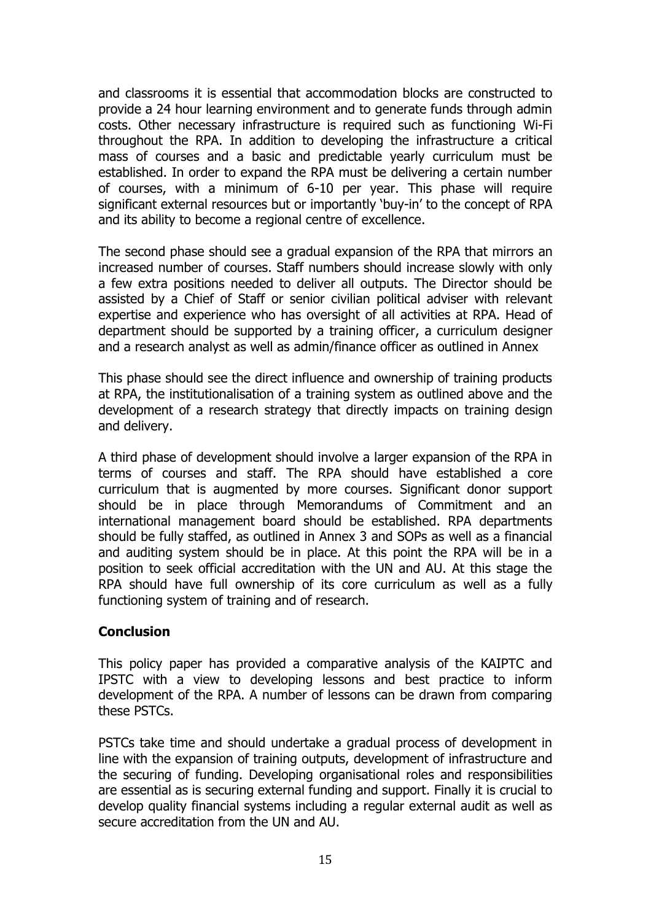and classrooms it is essential that accommodation blocks are constructed to provide a 24 hour learning environment and to generate funds through admin costs. Other necessary infrastructure is required such as functioning Wi-Fi throughout the RPA. In addition to developing the infrastructure a critical mass of courses and a basic and predictable yearly curriculum must be established. In order to expand the RPA must be delivering a certain number of courses, with a minimum of 6-10 per year. This phase will require significant external resources but or importantly 'buy-in' to the concept of RPA and its ability to become a regional centre of excellence.

The second phase should see a gradual expansion of the RPA that mirrors an increased number of courses. Staff numbers should increase slowly with only a few extra positions needed to deliver all outputs. The Director should be assisted by a Chief of Staff or senior civilian political adviser with relevant expertise and experience who has oversight of all activities at RPA. Head of department should be supported by a training officer, a curriculum designer and a research analyst as well as admin/finance officer as outlined in Annex

This phase should see the direct influence and ownership of training products at RPA, the institutionalisation of a training system as outlined above and the development of a research strategy that directly impacts on training design and delivery.

A third phase of development should involve a larger expansion of the RPA in terms of courses and staff. The RPA should have established a core curriculum that is augmented by more courses. Significant donor support should be in place through Memorandums of Commitment and an international management board should be established. RPA departments should be fully staffed, as outlined in Annex 3 and SOPs as well as a financial and auditing system should be in place. At this point the RPA will be in a position to seek official accreditation with the UN and AU. At this stage the RPA should have full ownership of its core curriculum as well as a fully functioning system of training and of research.

## Conclusion

This policy paper has provided a comparative analysis of the KAIPTC and IPSTC with a view to developing lessons and best practice to inform development of the RPA. A number of lessons can be drawn from comparing these PSTCs.

PSTCs take time and should undertake a gradual process of development in line with the expansion of training outputs, development of infrastructure and the securing of funding. Developing organisational roles and responsibilities are essential as is securing external funding and support. Finally it is crucial to develop quality financial systems including a regular external audit as well as secure accreditation from the UN and AU.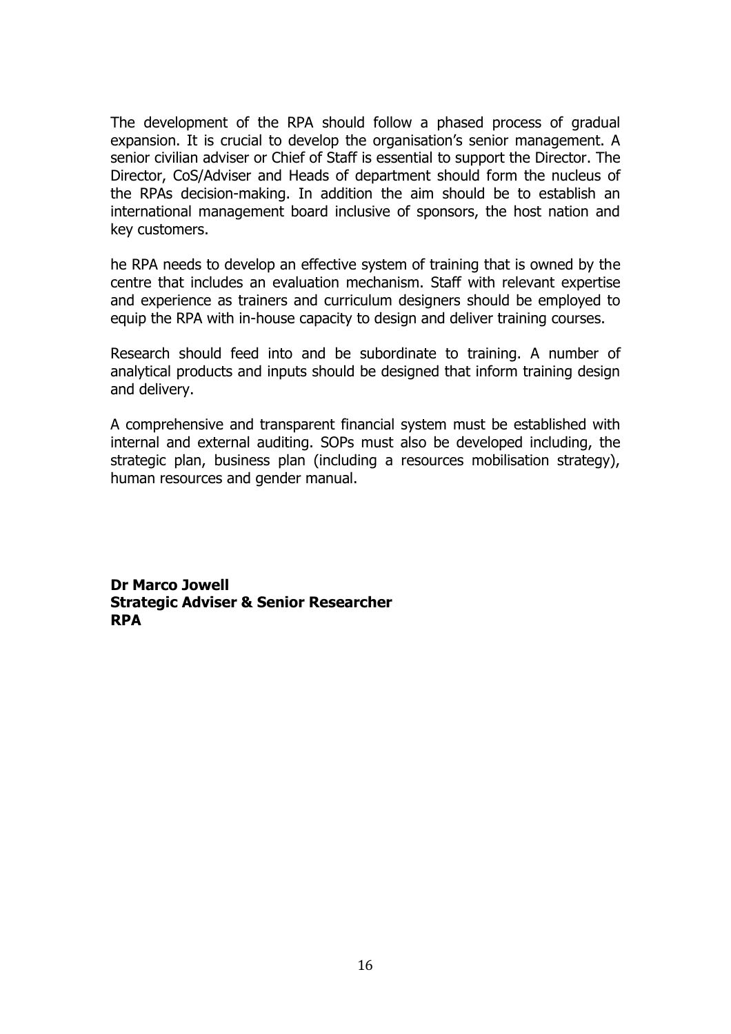The development of the RPA should follow a phased process of gradual expansion. It is crucial to develop the organisation's senior management. A senior civilian adviser or Chief of Staff is essential to support the Director. The Director, CoS/Adviser and Heads of department should form the nucleus of the RPAs decision-making. In addition the aim should be to establish an international management board inclusive of sponsors, the host nation and key customers.

he RPA needs to develop an effective system of training that is owned by the centre that includes an evaluation mechanism. Staff with relevant expertise and experience as trainers and curriculum designers should be employed to equip the RPA with in-house capacity to design and deliver training courses.

Research should feed into and be subordinate to training. A number of analytical products and inputs should be designed that inform training design and delivery.

A comprehensive and transparent financial system must be established with internal and external auditing. SOPs must also be developed including, the strategic plan, business plan (including a resources mobilisation strategy), human resources and gender manual.

**Dr Marco Jowell**
**Strategic Adviser & Senior Researcher**
**RPA**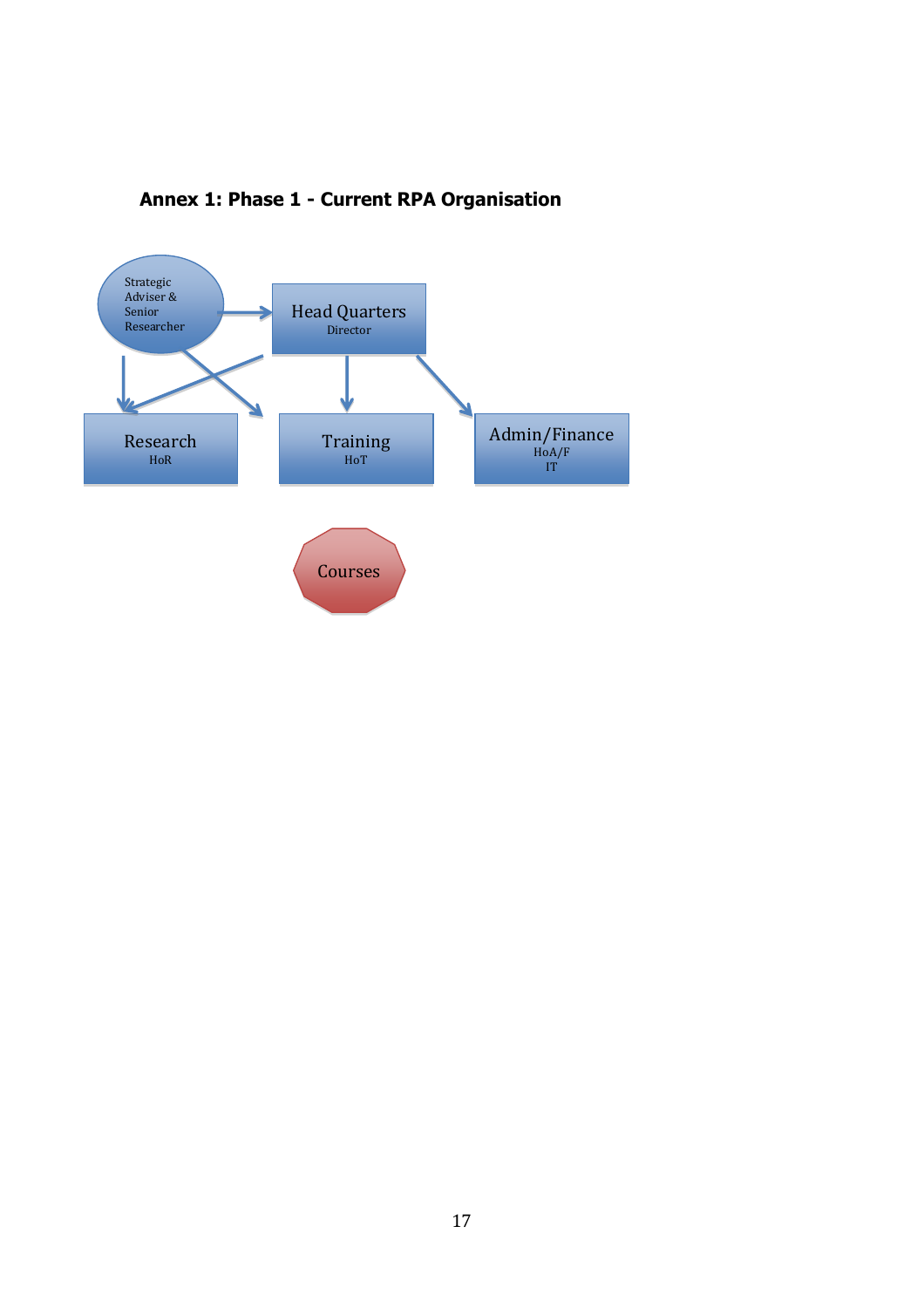**Annex 1: Phase 1 - Current RPA Organisation**

Strategic Adviser & Senior Researcher

Head Quarters
Director

Research
HoR

Training
HoT

Admin/Finance
HoA/F
IT

Courses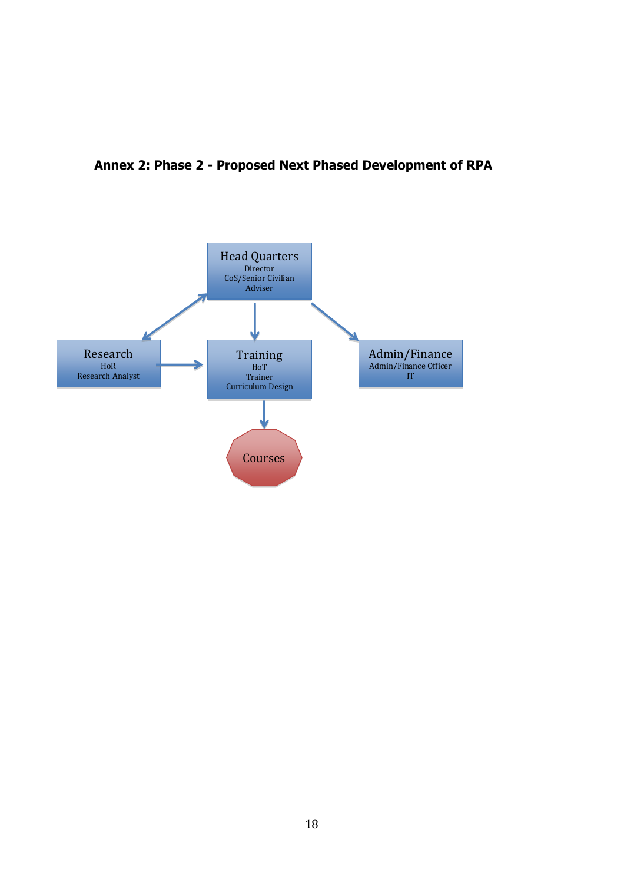**Annex 2: Phase 2 - Proposed Next Phased Development of RPA**

Head Quarters
Director
CoS/Senior Civilian Adviser

Research
HoR
Research Analyst

Training
HoT
Trainer
Curriculum Design

Admin/Finance
Admin/Finance Officer
IT

Courses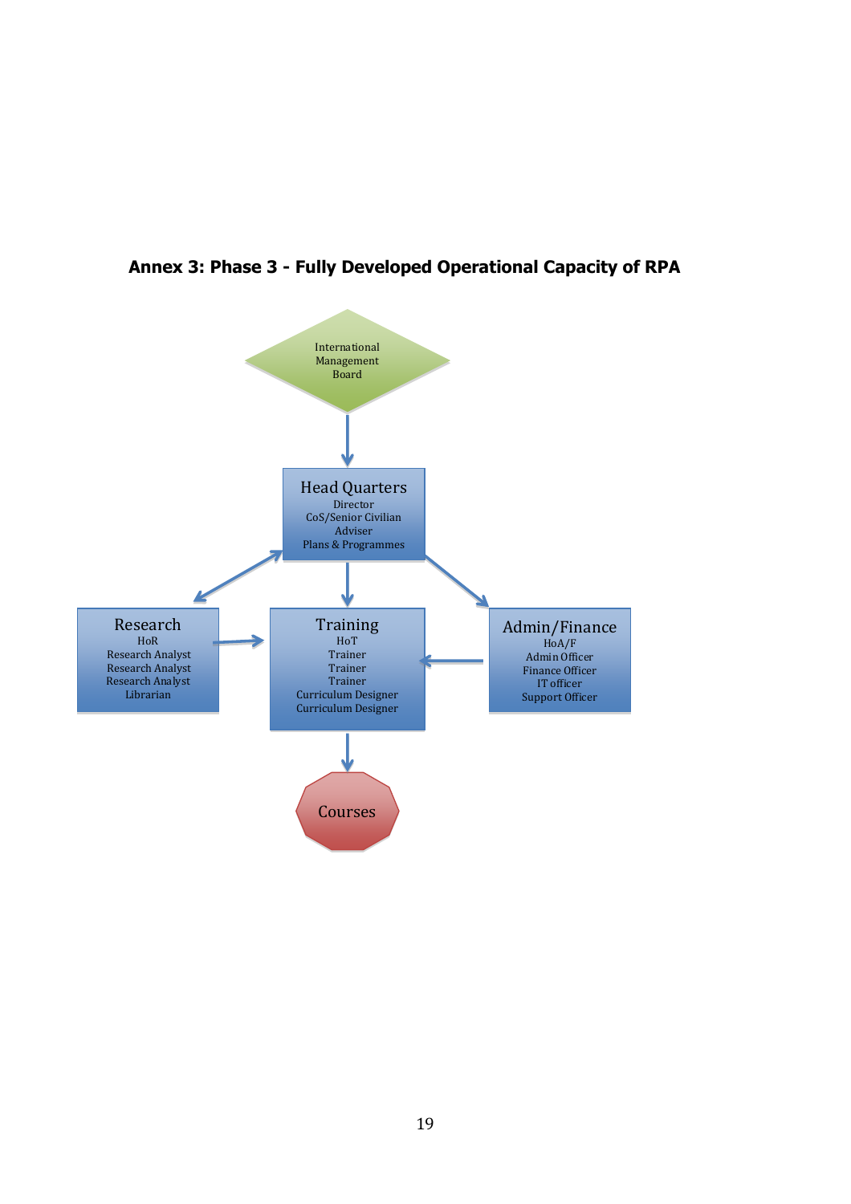**Annex 3: Phase 3 - Fully Developed Operational Capacity of RPA**

International Management Board

Head Quarters
Director
CoS/Senior Civilian Adviser
Plans & Programmes

Research
HoR
Research Analyst
Research Analyst
Research Analyst
Librarian

Training
HoT
Trainer
Trainer
Trainer
Curriculum Designer
Curriculum Designer

Admin/Finance
HoA/F
Admin Officer
Finance Officer
IT officer
Support Officer

Courses